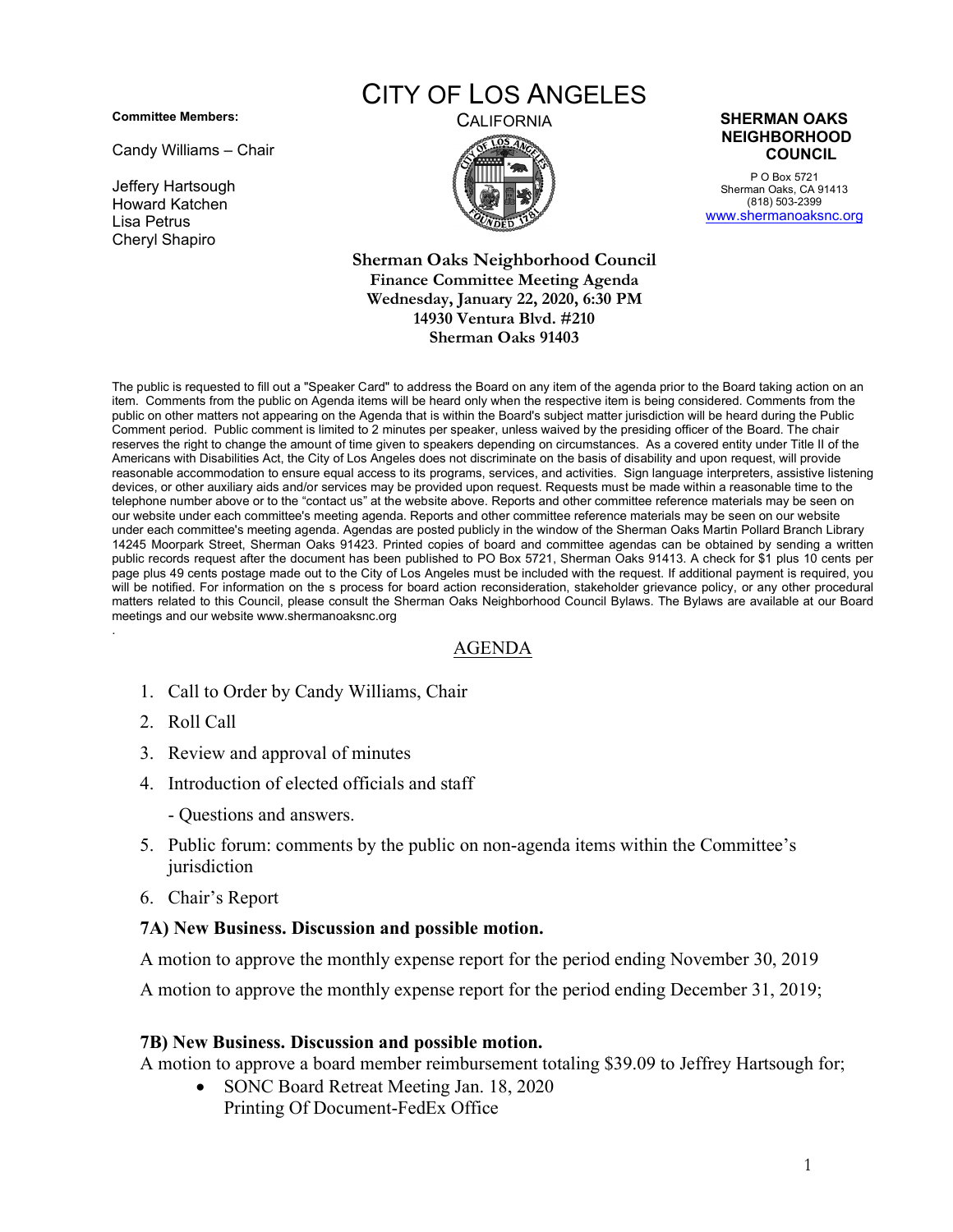**Committee Members:**

Candy Williams – Chair

Jeffery Hartsough
Howard Katchen
Lisa Petrus
Cheryl Shapiro

# CITY OF LOS ANGELES

CALIFORNIA

**SHERMAN OAKS NEIGHBORHOOD COUNCIL**

P O Box 5721
Sherman Oaks, CA 91413
(818) 503-2399
www.shermanoaksnc.org

**Sherman Oaks Neighborhood Council**
**Finance Committee Meeting Agenda**
**Wednesday, January 22, 2020, 6:30 PM**
**14930 Ventura Blvd. #210**
**Sherman Oaks 91403**

The public is requested to fill out a "Speaker Card" to address the Board on any item of the agenda prior to the Board taking action on an item. Comments from the public on Agenda items will be heard only when the respective item is being considered. Comments from the public on other matters not appearing on the Agenda that is within the Board's subject matter jurisdiction will be heard during the Public Comment period. Public comment is limited to 2 minutes per speaker, unless waived by the presiding officer of the Board. The chair reserves the right to change the amount of time given to speakers depending on circumstances. As a covered entity under Title II of the Americans with Disabilities Act, the City of Los Angeles does not discriminate on the basis of disability and upon request, will provide reasonable accommodation to ensure equal access to its programs, services, and activities. Sign language interpreters, assistive listening devices, or other auxiliary aids and/or services may be provided upon request. Requests must be made within a reasonable time to the telephone number above or to the "contact us" at the website above. Reports and other committee reference materials may be seen on our website under each committee's meeting agenda. Reports and other committee reference materials may be seen on our website under each committee's meeting agenda. Agendas are posted publicly in the window of the Sherman Oaks Martin Pollard Branch Library 14245 Moorpark Street, Sherman Oaks 91423. Printed copies of board and committee agendas can be obtained by sending a written public records request after the document has been published to PO Box 5721, Sherman Oaks 91413. A check for $1 plus 10 cents per page plus 49 cents postage made out to the City of Los Angeles must be included with the request. If additional payment is required, you will be notified. For information on the s process for board action reconsideration, stakeholder grievance policy, or any other procedural matters related to this Council, please consult the Sherman Oaks Neighborhood Council Bylaws. The Bylaws are available at our Board meetings and our website www.shermanoaksnc.org

## AGENDA

1. Call to Order by Candy Williams, Chair
2. Roll Call
3. Review and approval of minutes
4. Introduction of elected officials and staff
   - Questions and answers.
5. Public forum: comments by the public on non-agenda items within the Committee's jurisdiction
6. Chair's Report

**7A) New Business. Discussion and possible motion.**

A motion to approve the monthly expense report for the period ending November 30, 2019

A motion to approve the monthly expense report for the period ending December 31, 2019;

**7B) New Business. Discussion and possible motion.**

A motion to approve a board member reimbursement totaling $39.09 to Jeffrey Hartsough for;

- SONC Board Retreat Meeting Jan. 18, 2020
  Printing Of Document-FedEx Office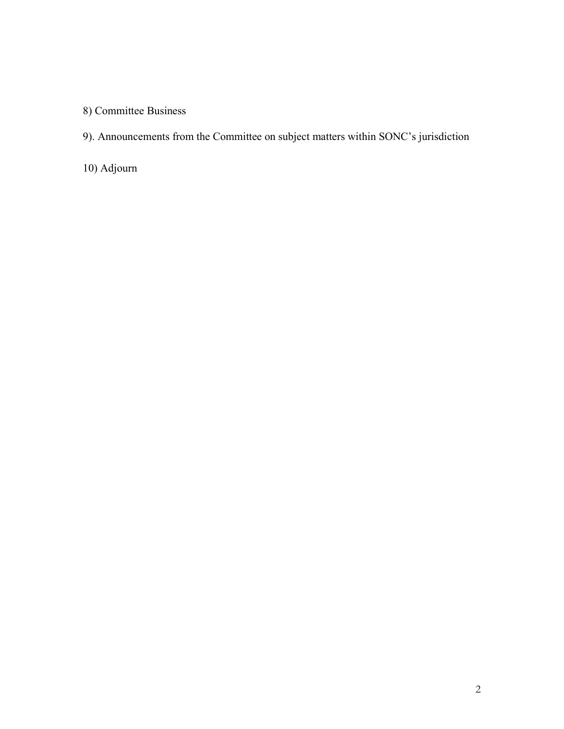8) Committee Business

9). Announcements from the Committee on subject matters within SONC's jurisdiction

10) Adjourn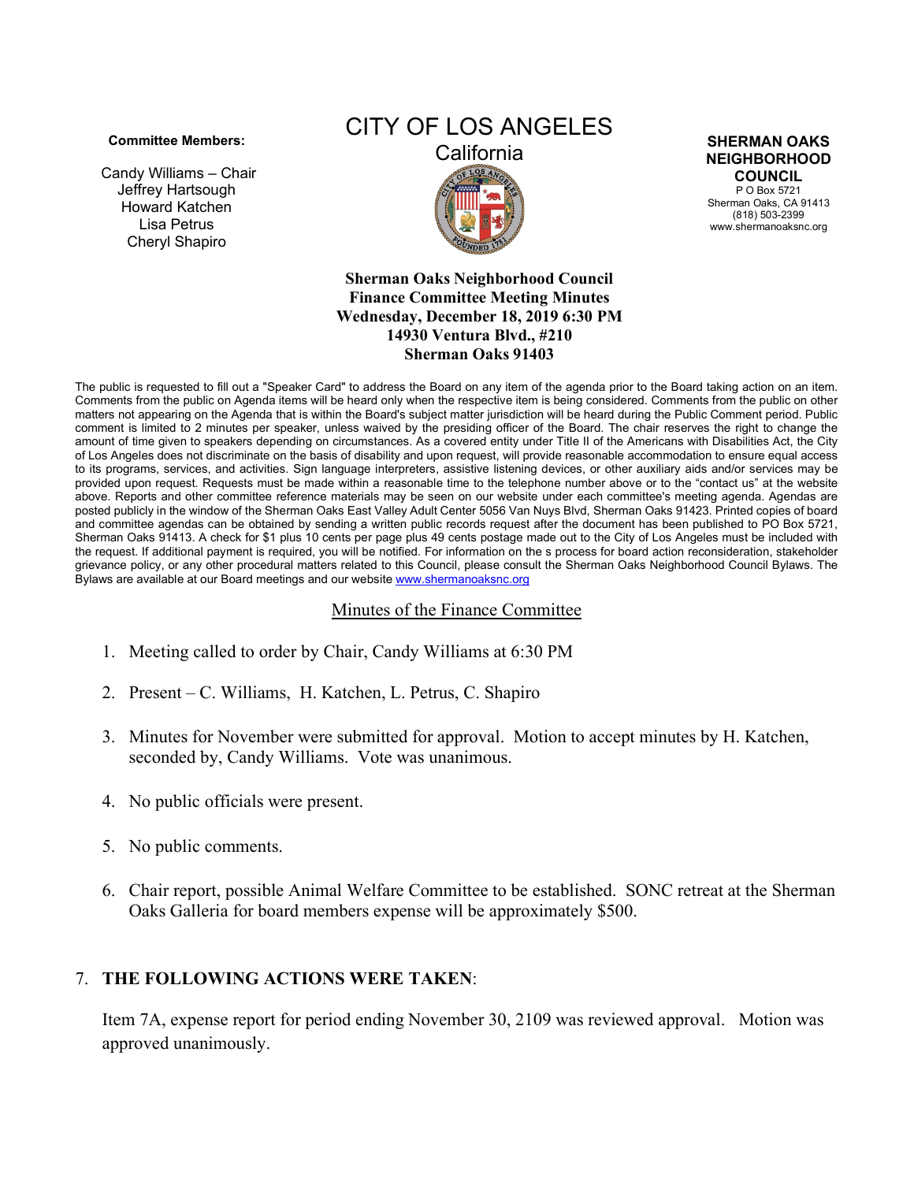**Committee Members:**

Candy Williams – Chair
Jeffrey Hartsough
Howard Katchen
Lisa Petrus
Cheryl Shapiro

# CITY OF LOS ANGELES
California

**SHERMAN OAKS NEIGHBORHOOD COUNCIL**
P O Box 5721
Sherman Oaks, CA 91413
(818) 503-2399
www.shermanoaksnc.org

**Sherman Oaks Neighborhood Council**
**Finance Committee Meeting Minutes**
**Wednesday, December 18, 2019 6:30 PM**
**14930 Ventura Blvd., #210**
**Sherman Oaks 91403**

The public is requested to fill out a "Speaker Card" to address the Board on any item of the agenda prior to the Board taking action on an item. Comments from the public on Agenda items will be heard only when the respective item is being considered. Comments from the public on other matters not appearing on the Agenda that is within the Board's subject matter jurisdiction will be heard during the Public Comment period. Public comment is limited to 2 minutes per speaker, unless waived by the presiding officer of the Board. The chair reserves the right to change the amount of time given to speakers depending on circumstances. As a covered entity under Title II of the Americans with Disabilities Act, the City of Los Angeles does not discriminate on the basis of disability and upon request, will provide reasonable accommodation to ensure equal access to its programs, services, and activities. Sign language interpreters, assistive listening devices, or other auxiliary aids and/or services may be provided upon request. Requests must be made within a reasonable time to the telephone number above or to the "contact us" at the website above. Reports and other committee reference materials may be seen on our website under each committee's meeting agenda. Agendas are posted publicly in the window of the Sherman Oaks East Valley Adult Center 5056 Van Nuys Blvd, Sherman Oaks 91423. Printed copies of board and committee agendas can be obtained by sending a written public records request after the document has been published to PO Box 5721, Sherman Oaks 91413. A check for $1 plus 10 cents per page plus 49 cents postage made out to the City of Los Angeles must be included with the request. If additional payment is required, you will be notified. For information on the s process for board action reconsideration, stakeholder grievance policy, or any other procedural matters related to this Council, please consult the Sherman Oaks Neighborhood Council Bylaws. The Bylaws are available at our Board meetings and our website www.shermanoaksnc.org

## Minutes of the Finance Committee

1. Meeting called to order by Chair, Candy Williams at 6:30 PM
2. Present – C. Williams, H. Katchen, L. Petrus, C. Shapiro
3. Minutes for November were submitted for approval. Motion to accept minutes by H. Katchen, seconded by, Candy Williams. Vote was unanimous.
4. No public officials were present.
5. No public comments.
6. Chair report, possible Animal Welfare Committee to be established. SONC retreat at the Sherman Oaks Galleria for board members expense will be approximately $500.

7. **THE FOLLOWING ACTIONS WERE TAKEN**:

Item 7A, expense report for period ending November 30, 2109 was reviewed approval. Motion was approved unanimously.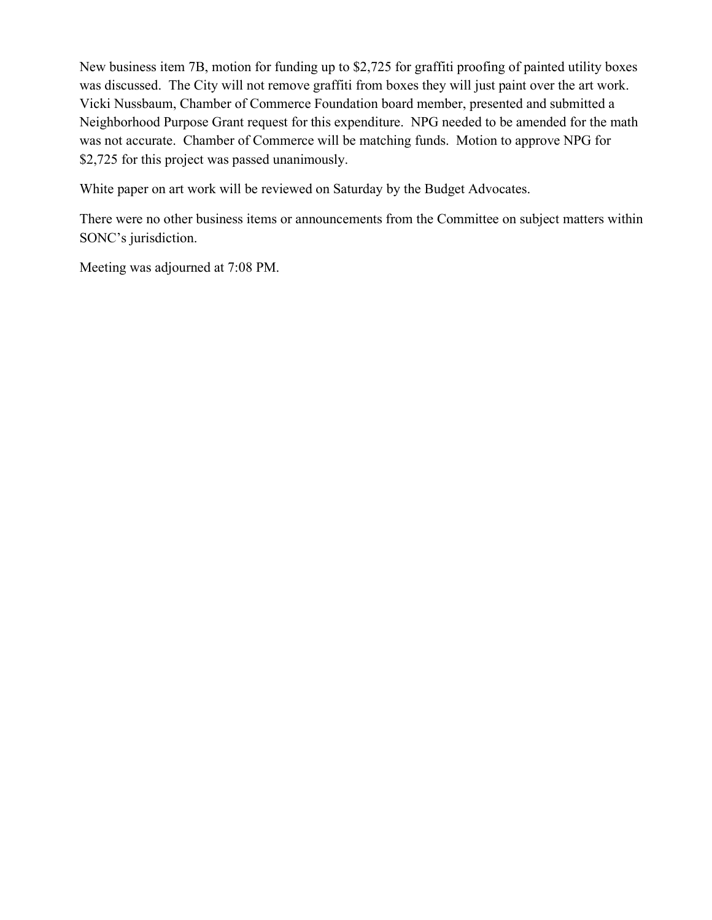New business item 7B, motion for funding up to $2,725 for graffiti proofing of painted utility boxes was discussed. The City will not remove graffiti from boxes they will just paint over the art work. Vicki Nussbaum, Chamber of Commerce Foundation board member, presented and submitted a Neighborhood Purpose Grant request for this expenditure. NPG needed to be amended for the math was not accurate. Chamber of Commerce will be matching funds. Motion to approve NPG for $2,725 for this project was passed unanimously.

White paper on art work will be reviewed on Saturday by the Budget Advocates.

There were no other business items or announcements from the Committee on subject matters within SONC's jurisdiction.

Meeting was adjourned at 7:08 PM.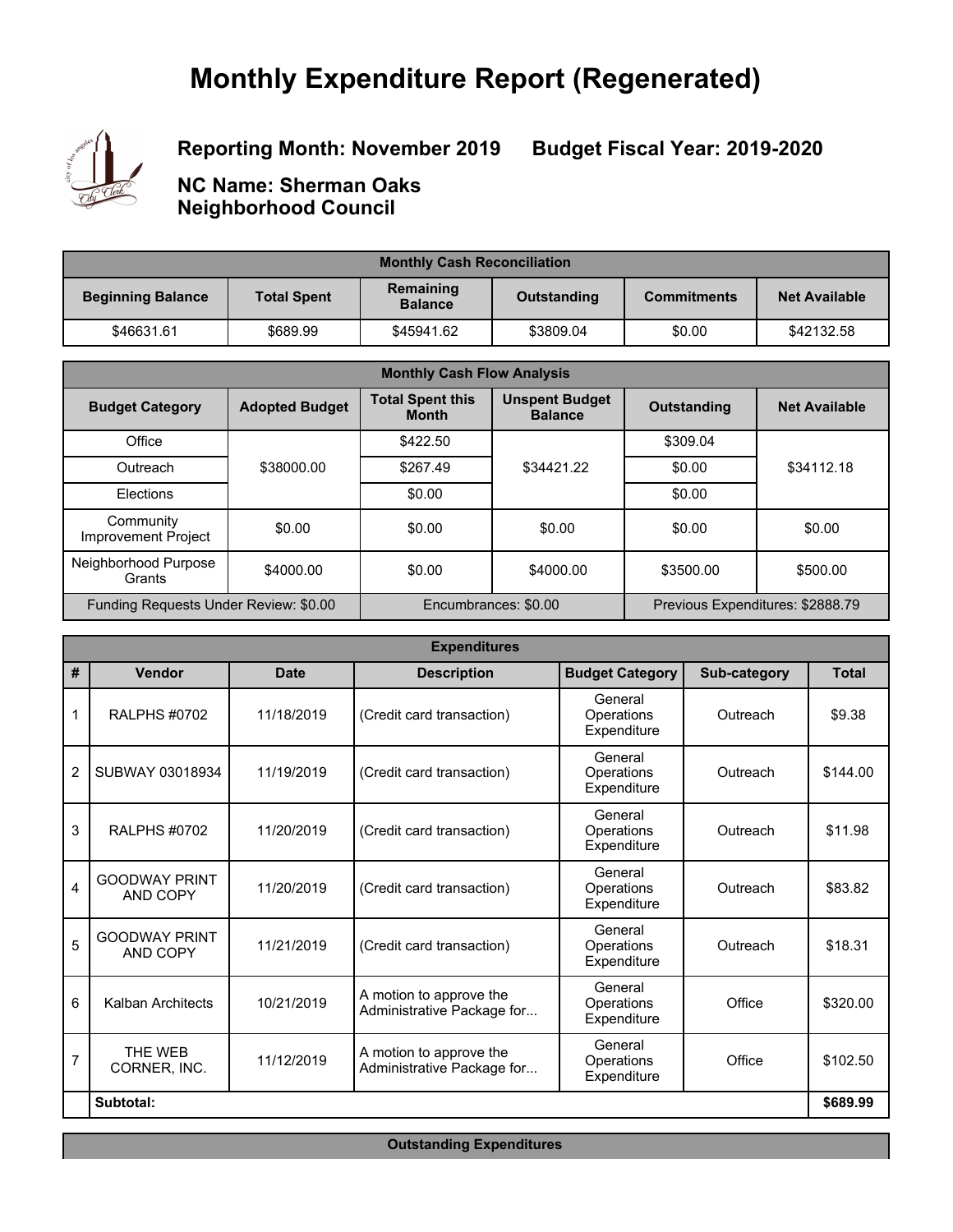# Monthly Expenditure Report (Regenerated)

**Reporting Month: November 2019 Budget Fiscal Year: 2019-2020**

**NC Name: Sherman Oaks Neighborhood Council**

| Monthly Cash Reconciliation | | | | | |
|---|---|---|---|---|---|
| **Beginning Balance** | **Total Spent** | **Remaining Balance** | **Outstanding** | **Commitments** | **Net Available** |
| $46631.61 | $689.99 | $45941.62 | $3809.04 | $0.00 | $42132.58 |

| Monthly Cash Flow Analysis | | | | | |
|---|---|---|---|---|---|
| **Budget Category** | **Adopted Budget** | **Total Spent this Month** | **Unspent Budget Balance** | **Outstanding** | **Net Available** |
| Office | $38000.00 | $422.50 | $34421.22 | $309.04 | $34112.18 |
| Outreach | | $267.49 | | $0.00 | |
| Elections | | $0.00 | | $0.00 | |
| Community Improvement Project | $0.00 | $0.00 | $0.00 | $0.00 | $0.00 |
| Neighborhood Purpose Grants | $4000.00 | $0.00 | $4000.00 | $3500.00 | $500.00 |
| Funding Requests Under Review: $0.00 | | Encumbrances: $0.00 | | Previous Expenditures: $2888.79 | |

| Expenditures | | | | | | |
|---|---|---|---|---|---|---|
| **#** | **Vendor** | **Date** | **Description** | **Budget Category** | **Sub-category** | **Total** |
| 1 | RALPHS #0702 | 11/18/2019 | (Credit card transaction) | General Operations Expenditure | Outreach | $9.38 |
| 2 | SUBWAY 03018934 | 11/19/2019 | (Credit card transaction) | General Operations Expenditure | Outreach | $144.00 |
| 3 | RALPHS #0702 | 11/20/2019 | (Credit card transaction) | General Operations Expenditure | Outreach | $11.98 |
| 4 | GOODWAY PRINT AND COPY | 11/20/2019 | (Credit card transaction) | General Operations Expenditure | Outreach | $83.82 |
| 5 | GOODWAY PRINT AND COPY | 11/21/2019 | (Credit card transaction) | General Operations Expenditure | Outreach | $18.31 |
| 6 | Kalban Architects | 10/21/2019 | A motion to approve the Administrative Package for... | General Operations Expenditure | Office | $320.00 |
| 7 | THE WEB CORNER, INC. | 11/12/2019 | A motion to approve the Administrative Package for... | General Operations Expenditure | Office | $102.50 |
| | **Subtotal:** | | | | | **$689.99** |

**Outstanding Expenditures**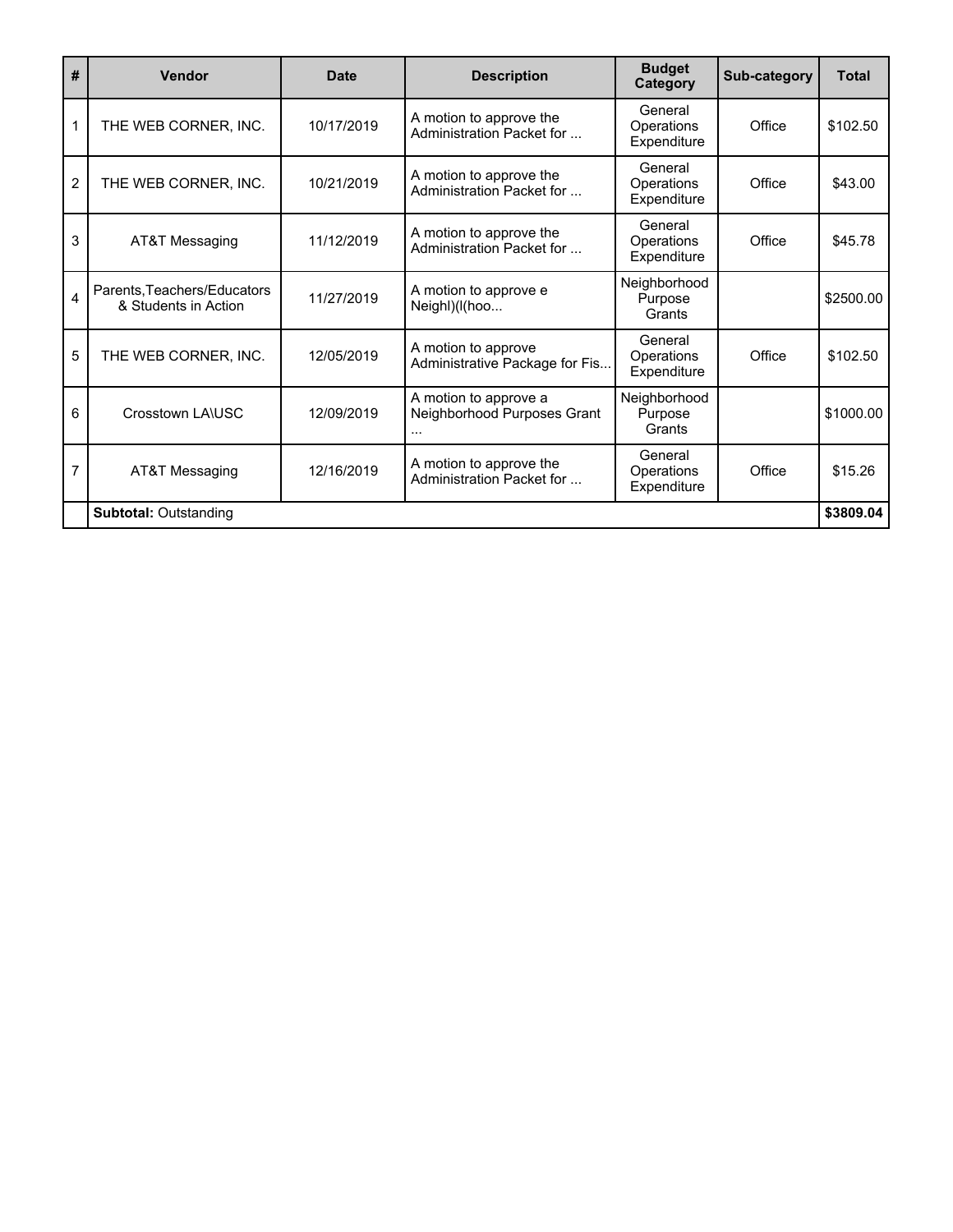| # | Vendor | Date | Description | Budget Category | Sub-category | Total |
|---|---|---|---|---|---|---|
| 1 | THE WEB CORNER, INC. | 10/17/2019 | A motion to approve the Administration Packet for ... | General Operations Expenditure | Office | $102.50 |
| 2 | THE WEB CORNER, INC. | 10/21/2019 | A motion to approve the Administration Packet for ... | General Operations Expenditure | Office | $43.00 |
| 3 | AT&T Messaging | 11/12/2019 | A motion to approve the Administration Packet for ... | General Operations Expenditure | Office | $45.78 |
| 4 | Parents,Teachers/Educators & Students in Action | 11/27/2019 | A motion to approve e Neighl)(l(hoo... | Neighborhood Purpose Grants | | $2500.00 |
| 5 | THE WEB CORNER, INC. | 12/05/2019 | A motion to approve Administrative Package for Fis... | General Operations Expenditure | Office | $102.50 |
| 6 | Crosstown LA\USC | 12/09/2019 | A motion to approve a Neighborhood Purposes Grant ... | Neighborhood Purpose Grants | | $1000.00 |
| 7 | AT&T Messaging | 12/16/2019 | A motion to approve the Administration Packet for ... | General Operations Expenditure | Office | $15.26 |
| | **Subtotal:** Outstanding | | | | | **$3809.04** |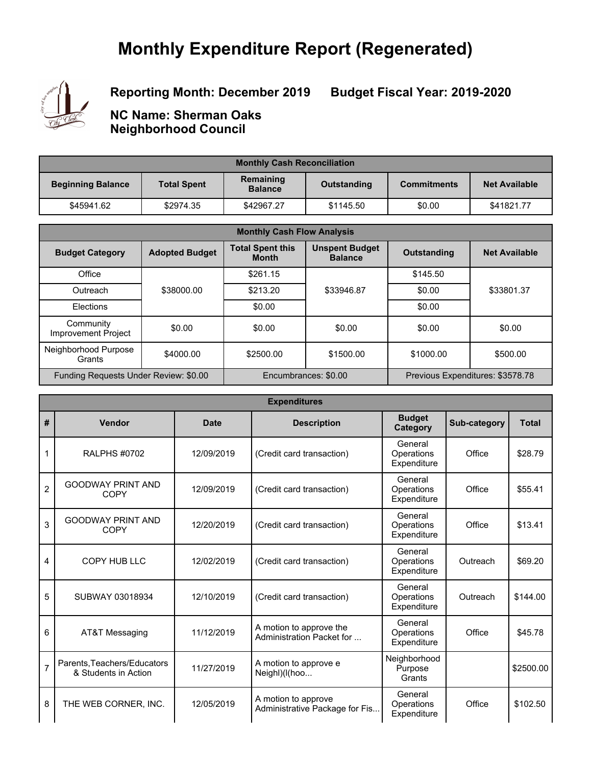# Monthly Expenditure Report (Regenerated)

## Reporting Month: December 2019 Budget Fiscal Year: 2019-2020

## NC Name: Sherman Oaks Neighborhood Council

| Monthly Cash Reconciliation | | | | | |
|---|---|---|---|---|---|
| **Beginning Balance** | **Total Spent** | **Remaining Balance** | **Outstanding** | **Commitments** | **Net Available** |
| $45941.62 | $2974.35 | $42967.27 | $1145.50 | $0.00 | $41821.77 |

| Monthly Cash Flow Analysis | | | | | |
|---|---|---|---|---|---|
| **Budget Category** | **Adopted Budget** | **Total Spent this Month** | **Unspent Budget Balance** | **Outstanding** | **Net Available** |
| Office | $38000.00 | $261.15 | $33946.87 | $145.50 | $33801.37 |
| Outreach | | $213.20 | | $0.00 | |
| Elections | | $0.00 | | $0.00 | |
| Community Improvement Project | $0.00 | $0.00 | $0.00 | $0.00 | $0.00 |
| Neighborhood Purpose Grants | $4000.00 | $2500.00 | $1500.00 | $1000.00 | $500.00 |
| Funding Requests Under Review: $0.00 | | Encumbrances: $0.00 | | Previous Expenditures: $3578.78 | |

| Expenditures | | | | | | |
|---|---|---|---|---|---|---|
| **#** | **Vendor** | **Date** | **Description** | **Budget Category** | **Sub-category** | **Total** |
| 1 | RALPHS #0702 | 12/09/2019 | (Credit card transaction) | General Operations Expenditure | Office | $28.79 |
| 2 | GOODWAY PRINT AND COPY | 12/09/2019 | (Credit card transaction) | General Operations Expenditure | Office | $55.41 |
| 3 | GOODWAY PRINT AND COPY | 12/20/2019 | (Credit card transaction) | General Operations Expenditure | Office | $13.41 |
| 4 | COPY HUB LLC | 12/02/2019 | (Credit card transaction) | General Operations Expenditure | Outreach | $69.20 |
| 5 | SUBWAY 03018934 | 12/10/2019 | (Credit card transaction) | General Operations Expenditure | Outreach | $144.00 |
| 6 | AT&T Messaging | 11/12/2019 | A motion to approve the Administration Packet for ... | General Operations Expenditure | Office | $45.78 |
| 7 | Parents,Teachers/Educators & Students in Action | 11/27/2019 | A motion to approve e Neighl)(l(hoo... | Neighborhood Purpose Grants | | $2500.00 |
| 8 | THE WEB CORNER, INC. | 12/05/2019 | A motion to approve Administrative Package for Fis... | General Operations Expenditure | Office | $102.50 |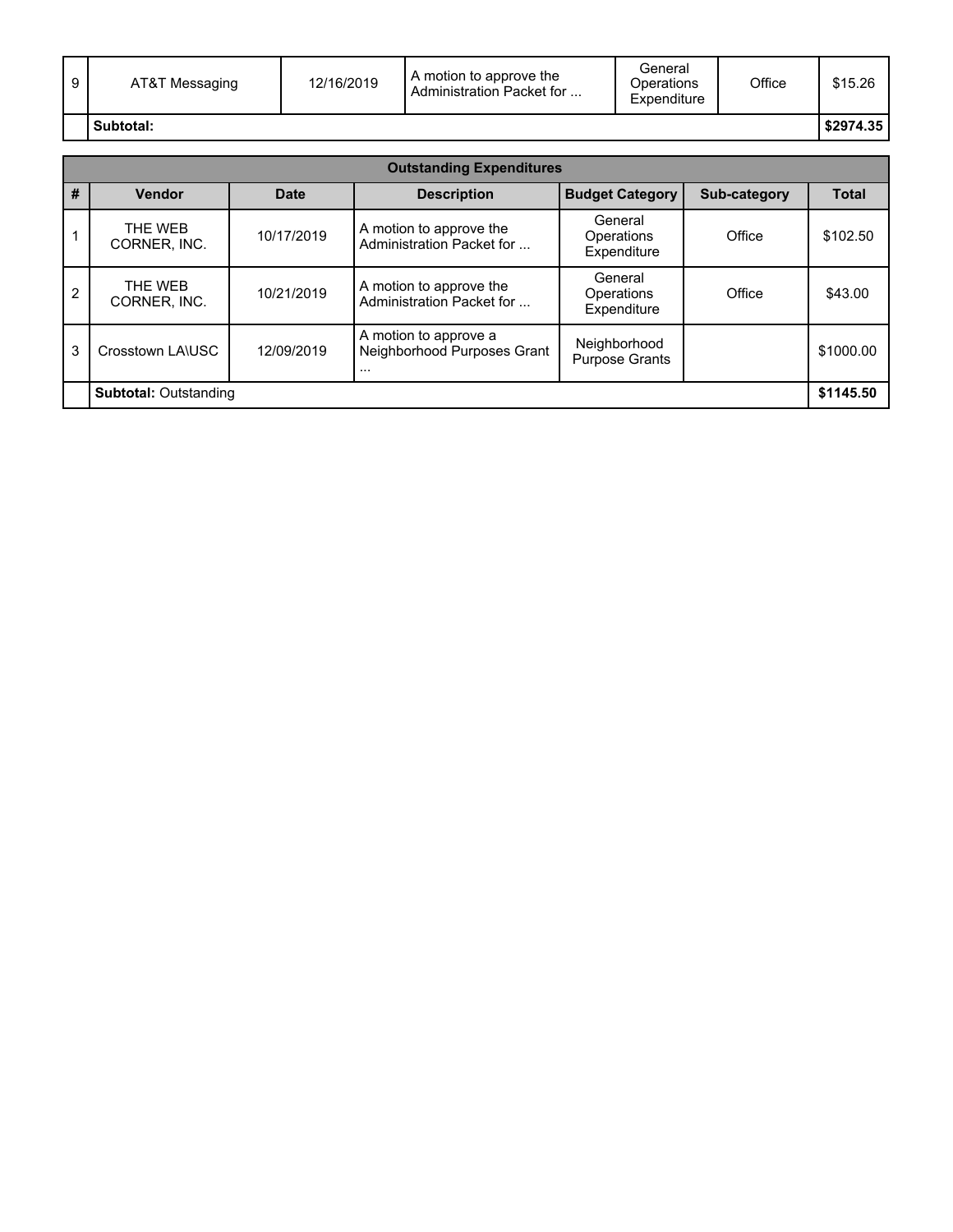| | | | | | | |
|---|---|---|---|---|---|---|
| 9 | AT&T Messaging | 12/16/2019 | A motion to approve the Administration Packet for ... | General Operations Expenditure | Office | $15.26 |
| | **Subtotal:** | | | | | **$2974.35** |

| **Outstanding Expenditures** | | | | | | |
|---|---|---|---|---|---|---|
| **#** | **Vendor** | **Date** | **Description** | **Budget Category** | **Sub-category** | **Total** |
| 1 | THE WEB CORNER, INC. | 10/17/2019 | A motion to approve the Administration Packet for ... | General Operations Expenditure | Office | $102.50 |
| 2 | THE WEB CORNER, INC. | 10/21/2019 | A motion to approve the Administration Packet for ... | General Operations Expenditure | Office | $43.00 |
| 3 | Crosstown LA\USC | 12/09/2019 | A motion to approve a Neighborhood Purposes Grant ... | Neighborhood Purpose Grants | | $1000.00 |
| | **Subtotal:** Outstanding | | | | | **$1145.50** |